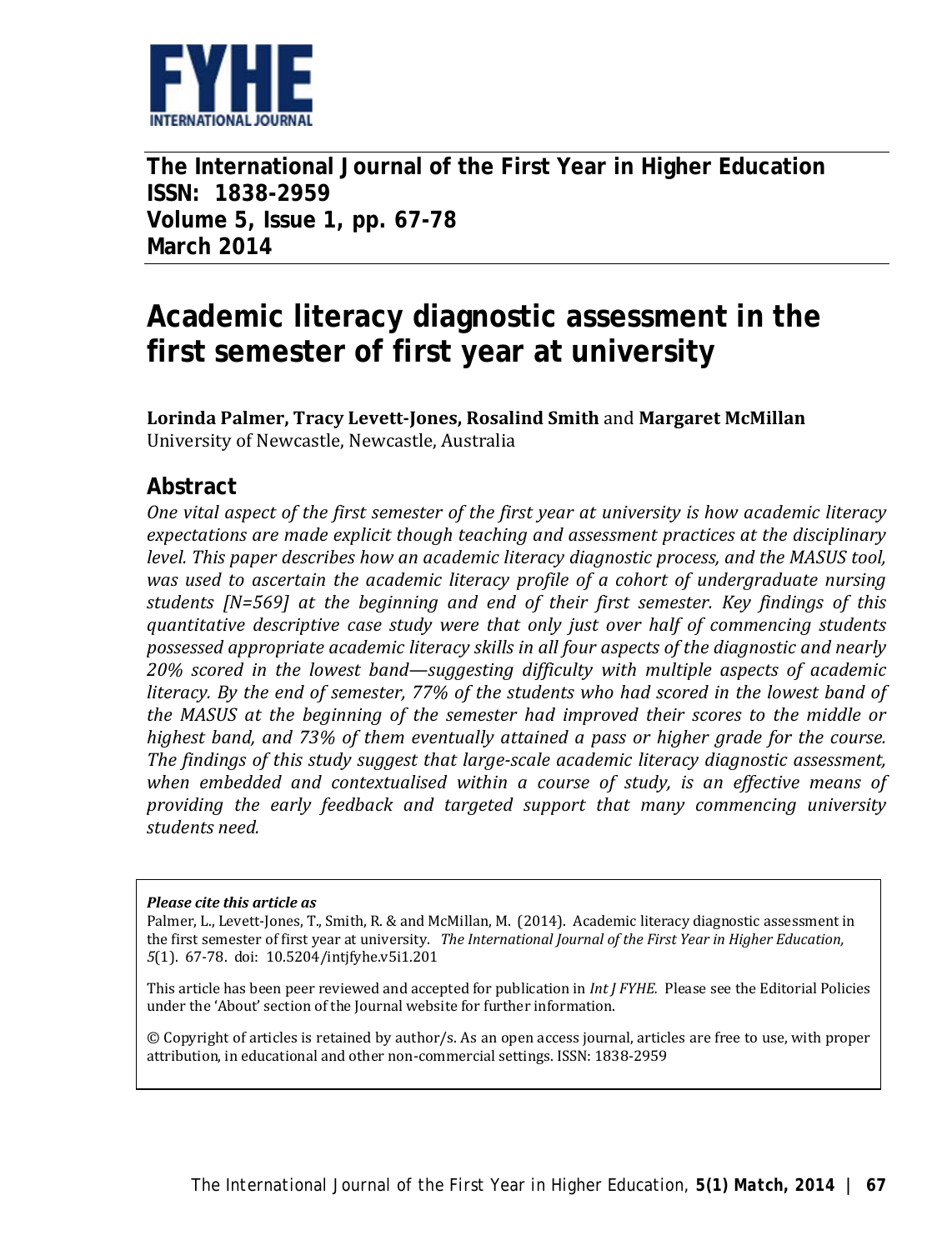**The International Journal of the First Year in Higher Education**
**ISSN: 1838-2959**
**Volume 5, Issue 1, pp. 67-78**
**March 2014**

# Academic literacy diagnostic assessment in the first semester of first year at university

**Lorinda Palmer, Tracy Levett-Jones, Rosalind Smith** and **Margaret McMillan**
University of Newcastle, Newcastle, Australia

## Abstract

*One vital aspect of the first semester of the first year at university is how academic literacy expectations are made explicit though teaching and assessment practices at the disciplinary level. This paper describes how an academic literacy diagnostic process, and the MASUS tool, was used to ascertain the academic literacy profile of a cohort of undergraduate nursing students [N=569] at the beginning and end of their first semester. Key findings of this quantitative descriptive case study were that only just over half of commencing students possessed appropriate academic literacy skills in all four aspects of the diagnostic and nearly 20% scored in the lowest band—suggesting difficulty with multiple aspects of academic literacy. By the end of semester, 77% of the students who had scored in the lowest band of the MASUS at the beginning of the semester had improved their scores to the middle or highest band, and 73% of them eventually attained a pass or higher grade for the course. The findings of this study suggest that large-scale academic literacy diagnostic assessment, when embedded and contextualised within a course of study, is an effective means of providing the early feedback and targeted support that many commencing university students need.*

***Please cite this article as***

Palmer, L., Levett-Jones, T., Smith, R. & and McMillan, M. (2014). Academic literacy diagnostic assessment in the first semester of first year at university. *The International Journal of the First Year in Higher Education, 5*(1). 67-78. doi: 10.5204/intjfyhe.v5i1.201

This article has been peer reviewed and accepted for publication in *Int J FYHE.* Please see the Editorial Policies under the 'About' section of the Journal website for further information.

© Copyright of articles is retained by author/s. As an open access journal, articles are free to use, with proper attribution, in educational and other non-commercial settings. ISSN: 1838-2959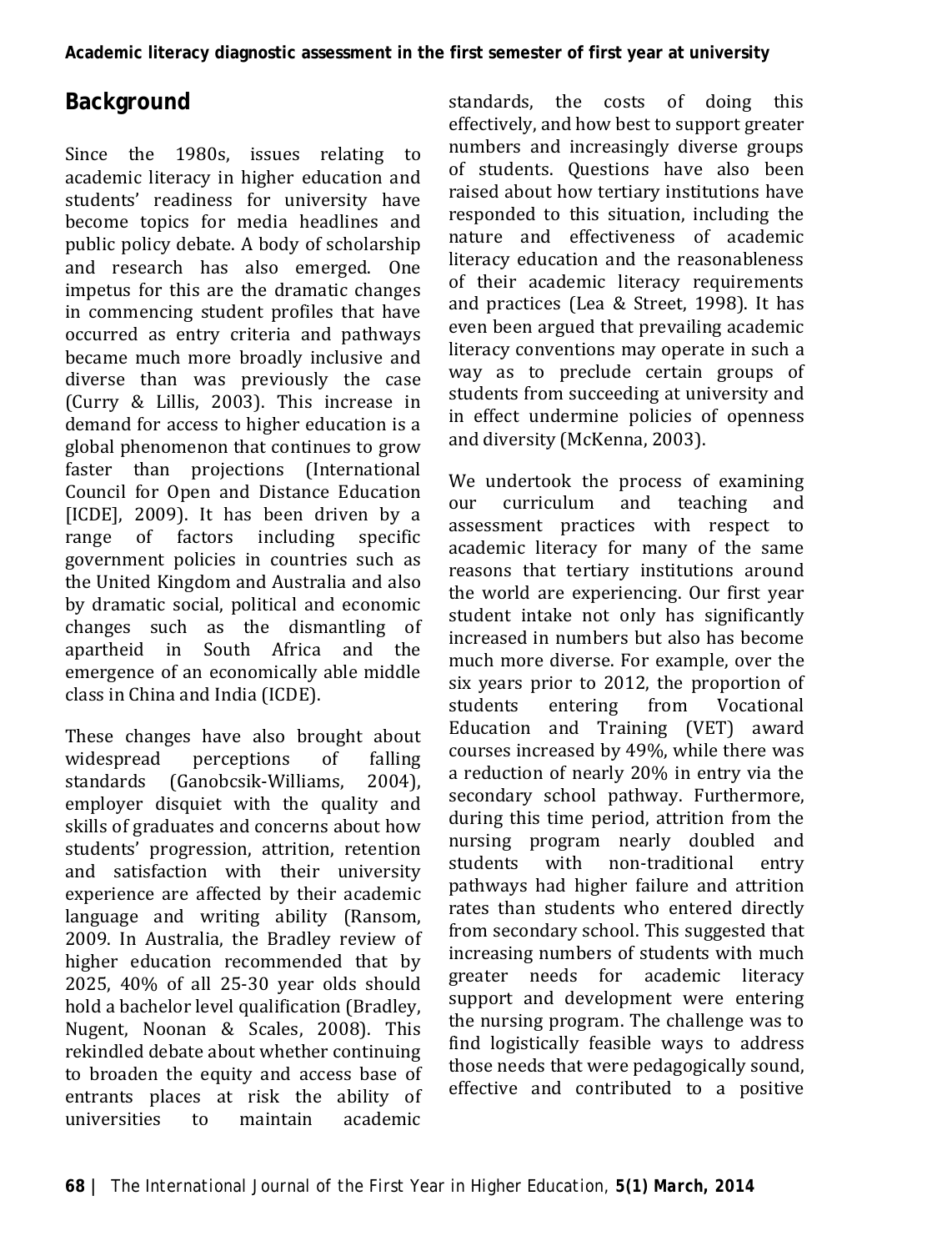## Background

Since the 1980s, issues relating to academic literacy in higher education and students' readiness for university have become topics for media headlines and public policy debate. A body of scholarship and research has also emerged. One impetus for this are the dramatic changes in commencing student profiles that have occurred as entry criteria and pathways became much more broadly inclusive and diverse than was previously the case (Curry & Lillis, 2003). This increase in demand for access to higher education is a global phenomenon that continues to grow faster than projections (International Council for Open and Distance Education [ICDE], 2009). It has been driven by a range of factors including specific government policies in countries such as the United Kingdom and Australia and also by dramatic social, political and economic changes such as the dismantling of apartheid in South Africa and the emergence of an economically able middle class in China and India (ICDE).

These changes have also brought about widespread perceptions of falling standards (Ganobcsik-Williams, 2004), employer disquiet with the quality and skills of graduates and concerns about how students' progression, attrition, retention and satisfaction with their university experience are affected by their academic language and writing ability (Ransom, 2009. In Australia, the Bradley review of higher education recommended that by 2025, 40% of all 25-30 year olds should hold a bachelor level qualification (Bradley, Nugent, Noonan & Scales, 2008). This rekindled debate about whether continuing to broaden the equity and access base of entrants places at risk the ability of universities to maintain academic standards, the costs of doing this effectively, and how best to support greater numbers and increasingly diverse groups of students. Questions have also been raised about how tertiary institutions have responded to this situation, including the nature and effectiveness of academic literacy education and the reasonableness of their academic literacy requirements and practices (Lea & Street, 1998). It has even been argued that prevailing academic literacy conventions may operate in such a way as to preclude certain groups of students from succeeding at university and in effect undermine policies of openness and diversity (McKenna, 2003).

We undertook the process of examining our curriculum and teaching and assessment practices with respect to academic literacy for many of the same reasons that tertiary institutions around the world are experiencing. Our first year student intake not only has significantly increased in numbers but also has become much more diverse. For example, over the six years prior to 2012, the proportion of students entering from Vocational Education and Training (VET) award courses increased by 49%, while there was a reduction of nearly 20% in entry via the secondary school pathway. Furthermore, during this time period, attrition from the nursing program nearly doubled and students with non-traditional entry pathways had higher failure and attrition rates than students who entered directly from secondary school. This suggested that increasing numbers of students with much greater needs for academic literacy support and development were entering the nursing program. The challenge was to find logistically feasible ways to address those needs that were pedagogically sound, effective and contributed to a positive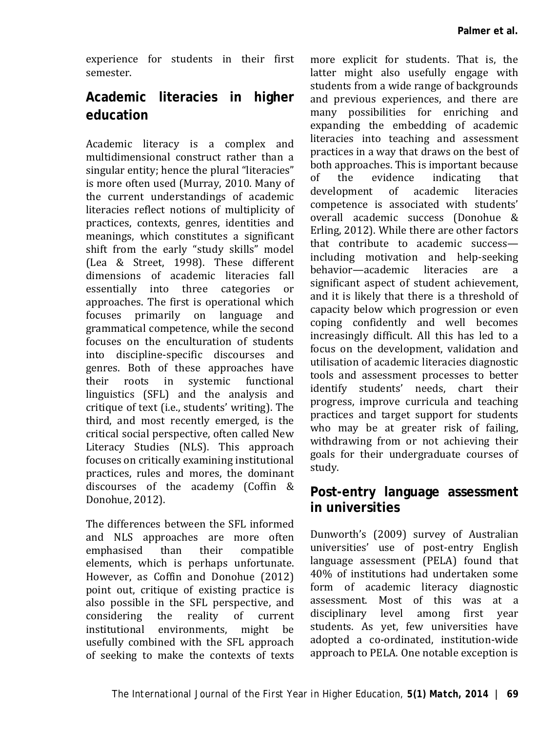experience for students in their first semester.

## Academic literacies in higher education

Academic literacy is a complex and multidimensional construct rather than a singular entity; hence the plural "literacies" is more often used (Murray, 2010. Many of the current understandings of academic literacies reflect notions of multiplicity of practices, contexts, genres, identities and meanings, which constitutes a significant shift from the early "study skills" model (Lea & Street, 1998). These different dimensions of academic literacies fall essentially into three categories or approaches. The first is operational which focuses primarily on language and grammatical competence, while the second focuses on the enculturation of students into discipline-specific discourses and genres. Both of these approaches have their roots in systemic functional linguistics (SFL) and the analysis and critique of text (i.e., students' writing). The third, and most recently emerged, is the critical social perspective, often called New Literacy Studies (NLS). This approach focuses on critically examining institutional practices, rules and mores, the dominant discourses of the academy (Coffin & Donohue, 2012).

The differences between the SFL informed and NLS approaches are more often emphasised than their compatible elements, which is perhaps unfortunate. However, as Coffin and Donohue (2012) point out, critique of existing practice is also possible in the SFL perspective, and considering the reality of current institutional environments, might be usefully combined with the SFL approach of seeking to make the contexts of texts more explicit for students. That is, the latter might also usefully engage with students from a wide range of backgrounds and previous experiences, and there are many possibilities for enriching and expanding the embedding of academic literacies into teaching and assessment practices in a way that draws on the best of both approaches. This is important because of the evidence indicating that development of academic literacies competence is associated with students' overall academic success (Donohue & Erling, 2012). While there are other factors that contribute to academic success—including motivation and help-seeking behavior—academic literacies are a significant aspect of student achievement, and it is likely that there is a threshold of capacity below which progression or even coping confidently and well becomes increasingly difficult. All this has led to a focus on the development, validation and utilisation of academic literacies diagnostic tools and assessment processes to better identify students' needs, chart their progress, improve curricula and teaching practices and target support for students who may be at greater risk of failing, withdrawing from or not achieving their goals for their undergraduate courses of study.

## Post-entry language assessment in universities

Dunworth's (2009) survey of Australian universities' use of post-entry English language assessment (PELA) found that 40% of institutions had undertaken some form of academic literacy diagnostic assessment. Most of this was at a disciplinary level among first year students. As yet, few universities have adopted a co-ordinated, institution-wide approach to PELA. One notable exception is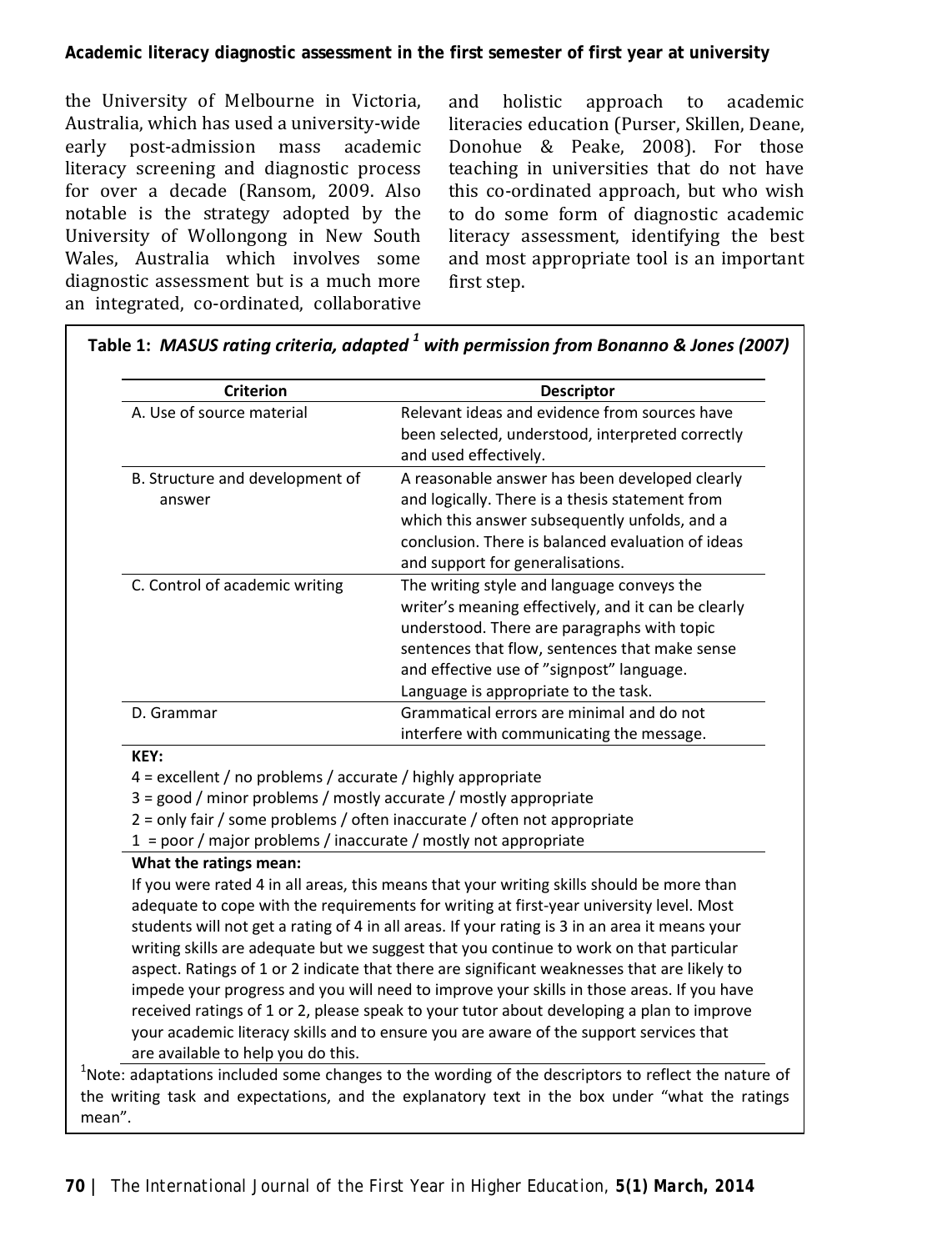the University of Melbourne in Victoria, Australia, which has used a university-wide early post-admission mass academic literacy screening and diagnostic process for over a decade (Ransom, 2009. Also notable is the strategy adopted by the University of Wollongong in New South Wales, Australia which involves some diagnostic assessment but is a much more an integrated, co-ordinated, collaborative and holistic approach to academic literacies education (Purser, Skillen, Deane, Donohue & Peake, 2008). For those teaching in universities that do not have this co-ordinated approach, but who wish to do some form of diagnostic academic literacy assessment, identifying the best and most appropriate tool is an important first step.

**Table 1:** ***MASUS rating criteria, adapted*** [1] ***with permission from Bonanno & Jones (2007)***

| Criterion | Descriptor |
|---|---|
| A. Use of source material | Relevant ideas and evidence from sources have been selected, understood, interpreted correctly and used effectively. |
| B. Structure and development of answer | A reasonable answer has been developed clearly and logically. There is a thesis statement from which this answer subsequently unfolds, and a conclusion. There is balanced evaluation of ideas and support for generalisations. |
| C. Control of academic writing | The writing style and language conveys the writer's meaning effectively, and it can be clearly understood. There are paragraphs with topic sentences that flow, sentences that make sense and effective use of "signpost" language. Language is appropriate to the task. |
| D. Grammar | Grammatical errors are minimal and do not interfere with communicating the message. |

**KEY:**

4 = excellent / no problems / accurate / highly appropriate
3 = good / minor problems / mostly accurate / mostly appropriate
2 = only fair / some problems / often inaccurate / often not appropriate
1 = poor / major problems / inaccurate / mostly not appropriate

**What the ratings mean:**

If you were rated 4 in all areas, this means that your writing skills should be more than adequate to cope with the requirements for writing at first-year university level. Most students will not get a rating of 4 in all areas. If your rating is 3 in an area it means your writing skills are adequate but we suggest that you continue to work on that particular aspect. Ratings of 1 or 2 indicate that there are significant weaknesses that are likely to impede your progress and you will need to improve your skills in those areas. If you have received ratings of 1 or 2, please speak to your tutor about developing a plan to improve your academic literacy skills and to ensure you are aware of the support services that are available to help you do this.

[1]Note: adaptations included some changes to the wording of the descriptors to reflect the nature of the writing task and expectations, and the explanatory text in the box under "what the ratings mean".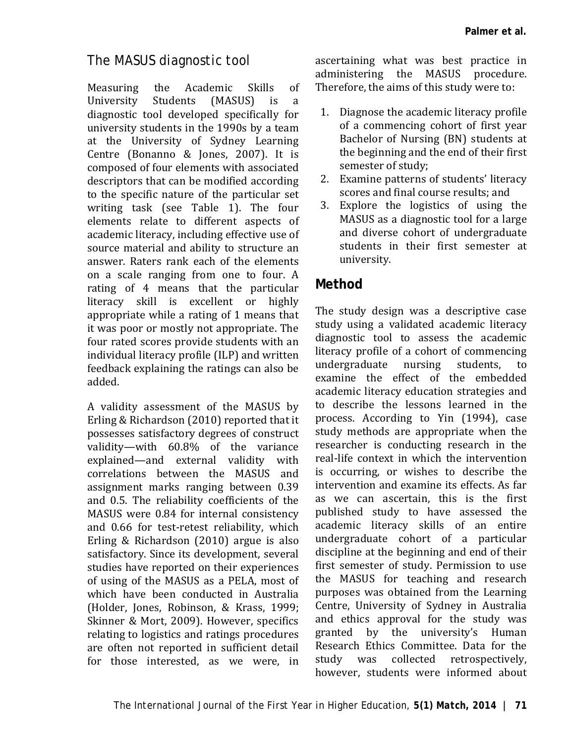### The MASUS diagnostic tool

Measuring the Academic Skills of University Students (MASUS) is a diagnostic tool developed specifically for university students in the 1990s by a team at the University of Sydney Learning Centre (Bonanno & Jones, 2007). It is composed of four elements with associated descriptors that can be modified according to the specific nature of the particular set writing task (see Table 1). The four elements relate to different aspects of academic literacy, including effective use of source material and ability to structure an answer. Raters rank each of the elements on a scale ranging from one to four. A rating of 4 means that the particular literacy skill is excellent or highly appropriate while a rating of 1 means that it was poor or mostly not appropriate. The four rated scores provide students with an individual literacy profile (ILP) and written feedback explaining the ratings can also be added.

A validity assessment of the MASUS by Erling & Richardson (2010) reported that it possesses satisfactory degrees of construct validity—with 60.8% of the variance explained—and external validity with correlations between the MASUS and assignment marks ranging between 0.39 and 0.5. The reliability coefficients of the MASUS were 0.84 for internal consistency and 0.66 for test-retest reliability, which Erling & Richardson (2010) argue is also satisfactory. Since its development, several studies have reported on their experiences of using of the MASUS as a PELA, most of which have been conducted in Australia (Holder, Jones, Robinson, & Krass, 1999; Skinner & Mort, 2009). However, specifics relating to logistics and ratings procedures are often not reported in sufficient detail for those interested, as we were, in ascertaining what was best practice in administering the MASUS procedure. Therefore, the aims of this study were to:

1. Diagnose the academic literacy profile of a commencing cohort of first year Bachelor of Nursing (BN) students at the beginning and the end of their first semester of study;
2. Examine patterns of students' literacy scores and final course results; and
3. Explore the logistics of using the MASUS as a diagnostic tool for a large and diverse cohort of undergraduate students in their first semester at university.

## Method

The study design was a descriptive case study using a validated academic literacy diagnostic tool to assess the academic literacy profile of a cohort of commencing undergraduate nursing students, to examine the effect of the embedded academic literacy education strategies and to describe the lessons learned in the process. According to Yin (1994), case study methods are appropriate when the researcher is conducting research in the real-life context in which the intervention is occurring, or wishes to describe the intervention and examine its effects. As far as we can ascertain, this is the first published study to have assessed the academic literacy skills of an entire undergraduate cohort of a particular discipline at the beginning and end of their first semester of study. Permission to use the MASUS for teaching and research purposes was obtained from the Learning Centre, University of Sydney in Australia and ethics approval for the study was granted by the university's Human Research Ethics Committee. Data for the study was collected retrospectively, however, students were informed about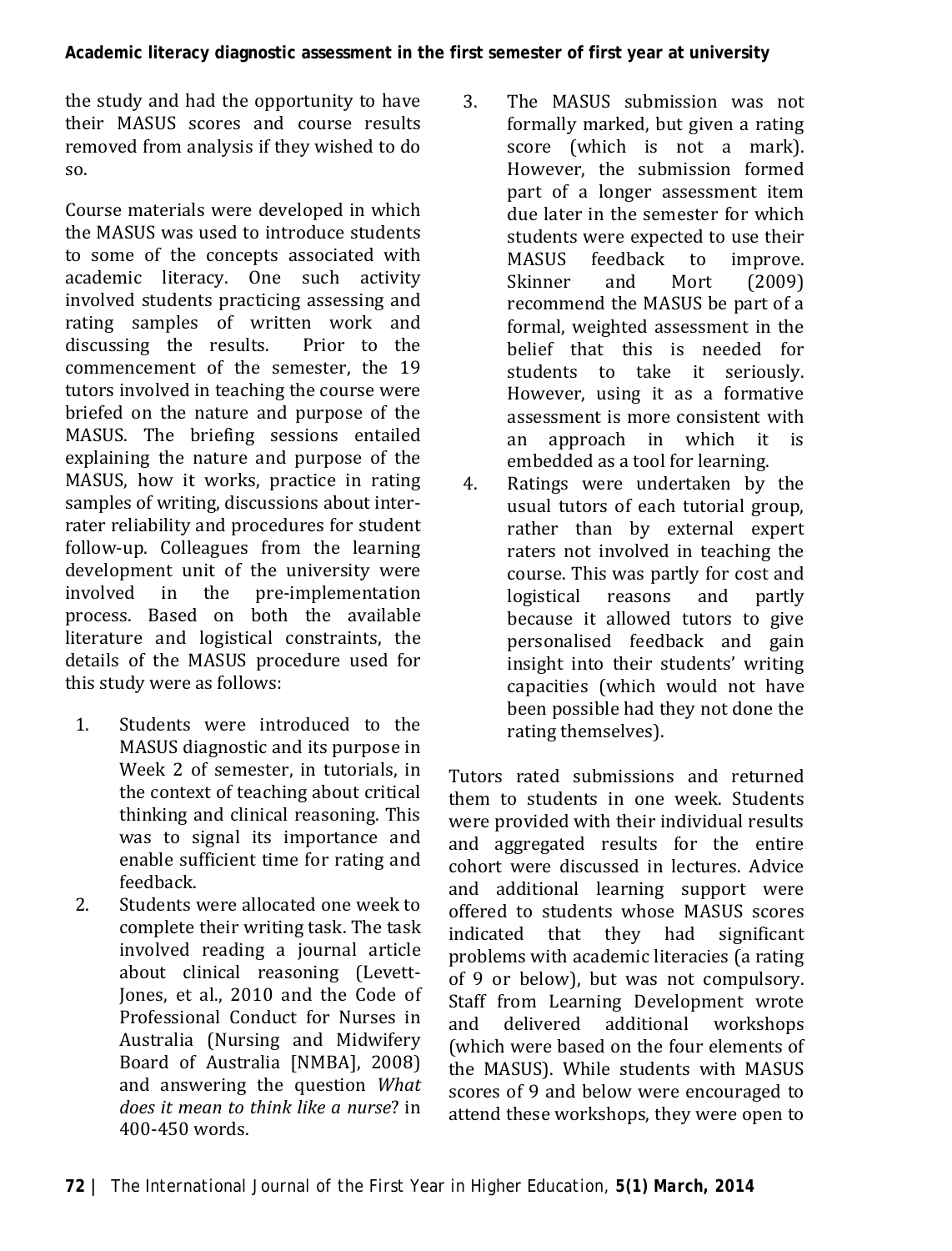the study and had the opportunity to have their MASUS scores and course results removed from analysis if they wished to do so.

Course materials were developed in which the MASUS was used to introduce students to some of the concepts associated with academic literacy. One such activity involved students practicing assessing and rating samples of written work and discussing the results. Prior to the commencement of the semester, the 19 tutors involved in teaching the course were briefed on the nature and purpose of the MASUS. The briefing sessions entailed explaining the nature and purpose of the MASUS, how it works, practice in rating samples of writing, discussions about inter-rater reliability and procedures for student follow-up. Colleagues from the learning development unit of the university were involved in the pre-implementation process. Based on both the available literature and logistical constraints, the details of the MASUS procedure used for this study were as follows:

1. Students were introduced to the MASUS diagnostic and its purpose in Week 2 of semester, in tutorials, in the context of teaching about critical thinking and clinical reasoning. This was to signal its importance and enable sufficient time for rating and feedback.
2. Students were allocated one week to complete their writing task. The task involved reading a journal article about clinical reasoning (Levett-Jones, et al., 2010 and the Code of Professional Conduct for Nurses in Australia (Nursing and Midwifery Board of Australia [NMBA], 2008) and answering the question *What does it mean to think like a nurse*? in 400-450 words.
3. The MASUS submission was not formally marked, but given a rating score (which is not a mark). However, the submission formed part of a longer assessment item due later in the semester for which students were expected to use their MASUS feedback to improve. Skinner and Mort (2009) recommend the MASUS be part of a formal, weighted assessment in the belief that this is needed for students to take it seriously. However, using it as a formative assessment is more consistent with an approach in which it is embedded as a tool for learning.
4. Ratings were undertaken by the usual tutors of each tutorial group, rather than by external expert raters not involved in teaching the course. This was partly for cost and logistical reasons and partly because it allowed tutors to give personalised feedback and gain insight into their students' writing capacities (which would not have been possible had they not done the rating themselves).

Tutors rated submissions and returned them to students in one week. Students were provided with their individual results and aggregated results for the entire cohort were discussed in lectures. Advice and additional learning support were offered to students whose MASUS scores indicated that they had significant problems with academic literacies (a rating of 9 or below), but was not compulsory. Staff from Learning Development wrote and delivered additional workshops (which were based on the four elements of the MASUS). While students with MASUS scores of 9 and below were encouraged to attend these workshops, they were open to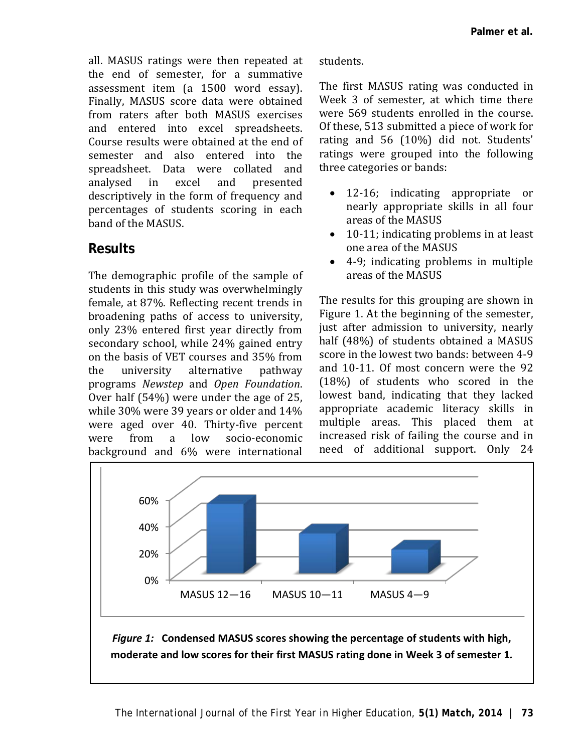all. MASUS ratings were then repeated at the end of semester, for a summative assessment item (a 1500 word essay). Finally, MASUS score data were obtained from raters after both MASUS exercises and entered into excel spreadsheets. Course results were obtained at the end of semester and also entered into the spreadsheet. Data were collated and analysed in excel and presented descriptively in the form of frequency and percentages of students scoring in each band of the MASUS.

## Results

The demographic profile of the sample of students in this study was overwhelmingly female, at 87%. Reflecting recent trends in broadening paths of access to university, only 23% entered first year directly from secondary school, while 24% gained entry on the basis of VET courses and 35% from the university alternative pathway programs *Newstep* and *Open Foundation*. Over half (54%) were under the age of 25, while 30% were 39 years or older and 14% were aged over 40. Thirty-five percent were from a low socio-economic background and 6% were international students.

The first MASUS rating was conducted in Week 3 of semester, at which time there were 569 students enrolled in the course. Of these, 513 submitted a piece of work for rating and 56 (10%) did not. Students' ratings were grouped into the following three categories or bands:

- 12-16; indicating appropriate or nearly appropriate skills in all four areas of the MASUS
- 10-11; indicating problems in at least one area of the MASUS
- 4-9; indicating problems in multiple areas of the MASUS

The results for this grouping are shown in Figure 1. At the beginning of the semester, just after admission to university, nearly half (48%) of students obtained a MASUS score in the lowest two bands: between 4-9 and 10-11. Of most concern were the 92 (18%) of students who scored in the lowest band, indicating that they lacked appropriate academic literacy skills in multiple areas. This placed them at increased risk of failing the course and in need of additional support. Only 24

***Figure 1:* Condensed MASUS scores showing the percentage of students with high, moderate and low scores for their first MASUS rating done in Week 3 of semester 1.**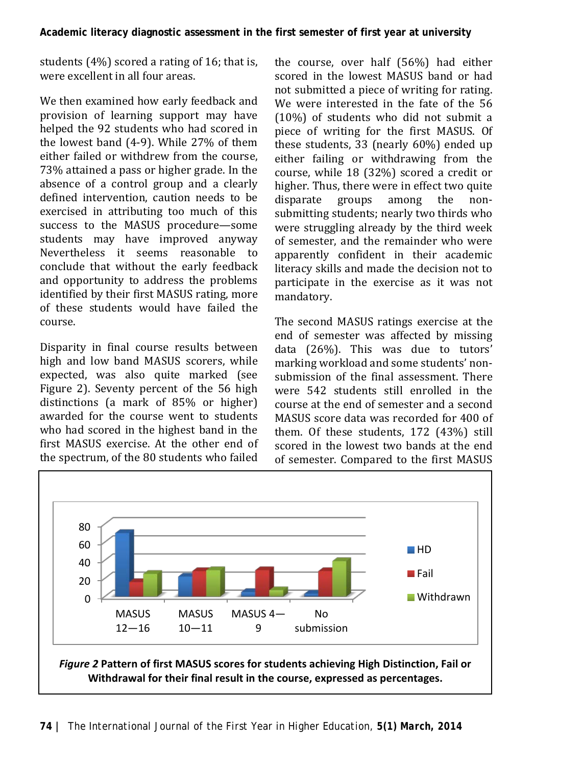students (4%) scored a rating of 16; that is, were excellent in all four areas.

We then examined how early feedback and provision of learning support may have helped the 92 students who had scored in the lowest band (4-9). While 27% of them either failed or withdrew from the course, 73% attained a pass or higher grade. In the absence of a control group and a clearly defined intervention, caution needs to be exercised in attributing too much of this success to the MASUS procedure—some students may have improved anyway Nevertheless it seems reasonable to conclude that without the early feedback and opportunity to address the problems identified by their first MASUS rating, more of these students would have failed the course.

Disparity in final course results between high and low band MASUS scorers, while expected, was also quite marked (see Figure 2). Seventy percent of the 56 high distinctions (a mark of 85% or higher) awarded for the course went to students who had scored in the highest band in the first MASUS exercise. At the other end of the spectrum, of the 80 students who failed the course, over half (56%) had either scored in the lowest MASUS band or had not submitted a piece of writing for rating. We were interested in the fate of the 56 (10%) of students who did not submit a piece of writing for the first MASUS. Of these students, 33 (nearly 60%) ended up either failing or withdrawing from the course, while 18 (32%) scored a credit or higher. Thus, there were in effect two quite disparate groups among the non-submitting students; nearly two thirds who were struggling already by the third week of semester, and the remainder who were apparently confident in their academic literacy skills and made the decision not to participate in the exercise as it was not mandatory.

The second MASUS ratings exercise at the end of semester was affected by missing data (26%). This was due to tutors' marking workload and some students' non-submission of the final assessment. There were 542 students still enrolled in the course at the end of semester and a second MASUS score data was recorded for 400 of them. Of these students, 172 (43%) still scored in the lowest two bands at the end of semester. Compared to the first MASUS

***Figure 2*** **Pattern of first MASUS scores for students achieving High Distinction, Fail or Withdrawal for their final result in the course, expressed as percentages.**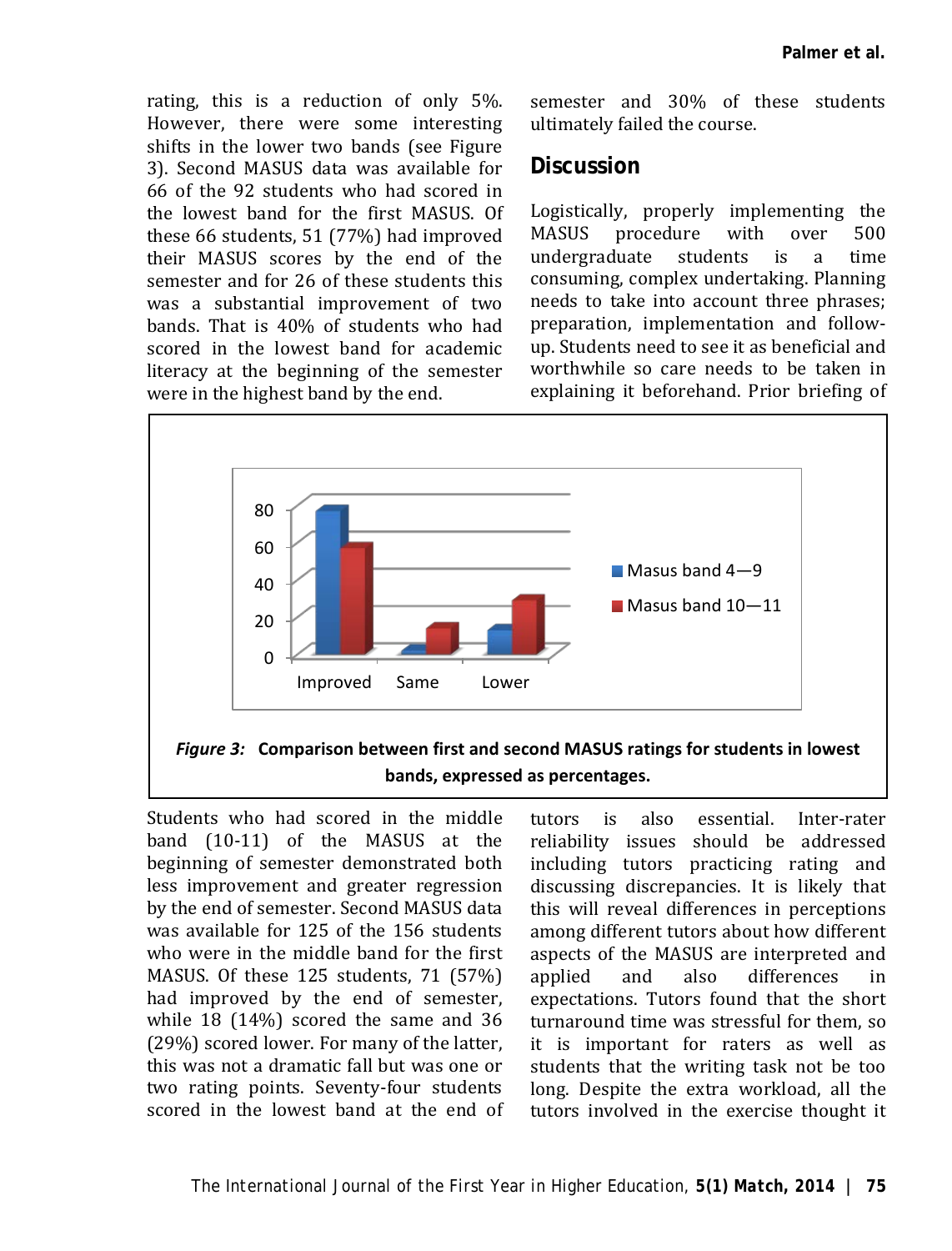rating, this is a reduction of only 5%. However, there were some interesting shifts in the lower two bands (see Figure 3). Second MASUS data was available for 66 of the 92 students who had scored in the lowest band for the first MASUS. Of these 66 students, 51 (77%) had improved their MASUS scores by the end of the semester and for 26 of these students this was a substantial improvement of two bands. That is 40% of students who had scored in the lowest band for academic literacy at the beginning of the semester were in the highest band by the end.

***Figure 3:*** **Comparison between first and second MASUS ratings for students in lowest bands, expressed as percentages.**

Students who had scored in the middle band (10-11) of the MASUS at the beginning of semester demonstrated both less improvement and greater regression by the end of semester. Second MASUS data was available for 125 of the 156 students who were in the middle band for the first MASUS. Of these 125 students, 71 (57%) had improved by the end of semester, while 18 (14%) scored the same and 36 (29%) scored lower. For many of the latter, this was not a dramatic fall but was one or two rating points. Seventy-four students scored in the lowest band at the end of semester and 30% of these students ultimately failed the course.

## Discussion

Logistically, properly implementing the MASUS procedure with over 500 undergraduate students is a time consuming, complex undertaking. Planning needs to take into account three phrases; preparation, implementation and follow-up. Students need to see it as beneficial and worthwhile so care needs to be taken in explaining it beforehand. Prior briefing of tutors is also essential. Inter-rater reliability issues should be addressed including tutors practicing rating and discussing discrepancies. It is likely that this will reveal differences in perceptions among different tutors about how different aspects of the MASUS are interpreted and applied and also differences in expectations. Tutors found that the short turnaround time was stressful for them, so it is important for raters as well as students that the writing task not be too long. Despite the extra workload, all the tutors involved in the exercise thought it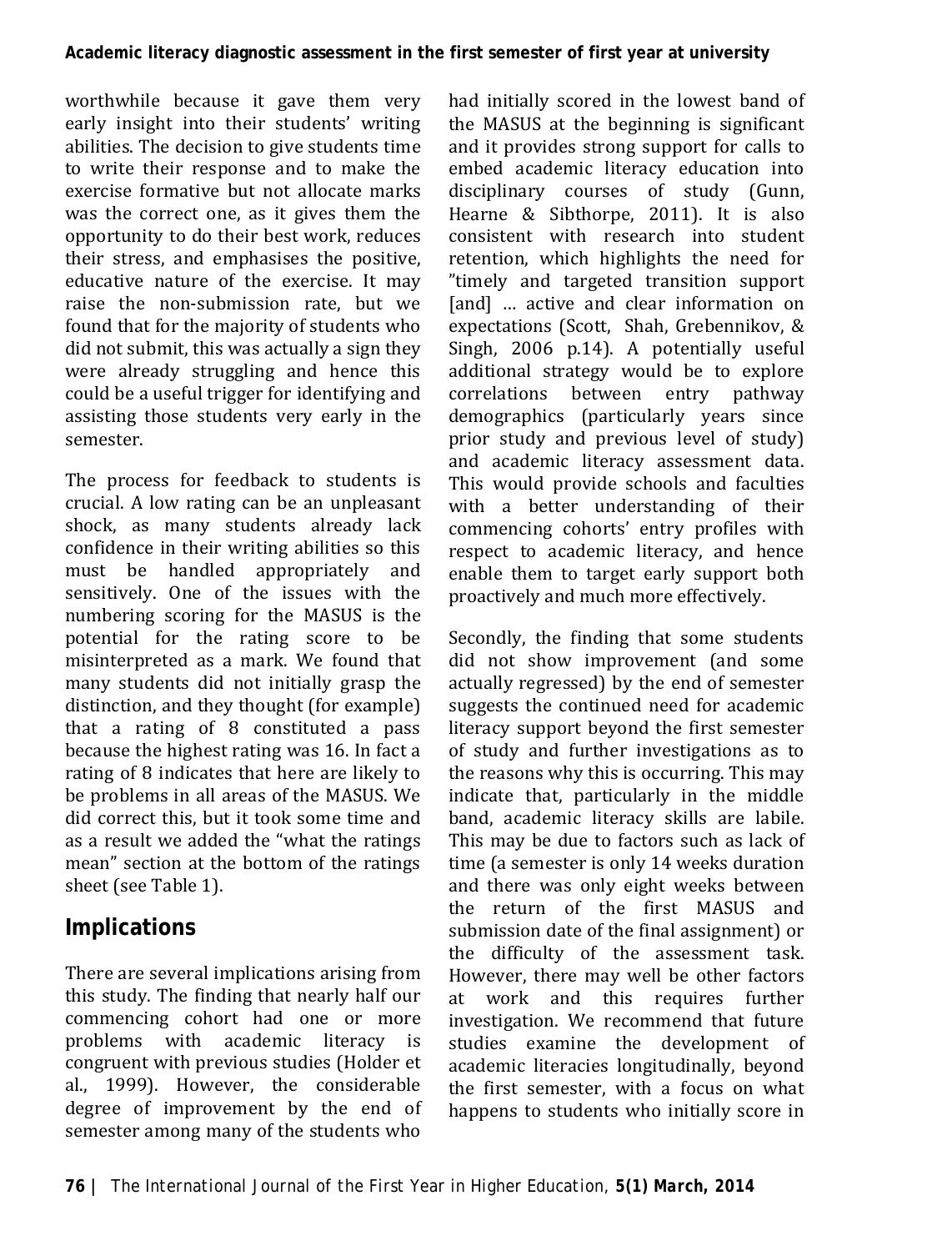worthwhile because it gave them very early insight into their students' writing abilities. The decision to give students time to write their response and to make the exercise formative but not allocate marks was the correct one, as it gives them the opportunity to do their best work, reduces their stress, and emphasises the positive, educative nature of the exercise. It may raise the non-submission rate, but we found that for the majority of students who did not submit, this was actually a sign they were already struggling and hence this could be a useful trigger for identifying and assisting those students very early in the semester.

The process for feedback to students is crucial. A low rating can be an unpleasant shock, as many students already lack confidence in their writing abilities so this must be handled appropriately and sensitively. One of the issues with the numbering scoring for the MASUS is the potential for the rating score to be misinterpreted as a mark. We found that many students did not initially grasp the distinction, and they thought (for example) that a rating of 8 constituted a pass because the highest rating was 16. In fact a rating of 8 indicates that here are likely to be problems in all areas of the MASUS. We did correct this, but it took some time and as a result we added the "what the ratings mean" section at the bottom of the ratings sheet (see Table 1).

## Implications

There are several implications arising from this study. The finding that nearly half our commencing cohort had one or more problems with academic literacy is congruent with previous studies (Holder et al., 1999). However, the considerable degree of improvement by the end of semester among many of the students who had initially scored in the lowest band of the MASUS at the beginning is significant and it provides strong support for calls to embed academic literacy education into disciplinary courses of study (Gunn, Hearne & Sibthorpe, 2011). It is also consistent with research into student retention, which highlights the need for "timely and targeted transition support [and] … active and clear information on expectations (Scott, Shah, Grebennikov, & Singh, 2006 p.14). A potentially useful additional strategy would be to explore correlations between entry pathway demographics (particularly years since prior study and previous level of study) and academic literacy assessment data. This would provide schools and faculties with a better understanding of their commencing cohorts' entry profiles with respect to academic literacy, and hence enable them to target early support both proactively and much more effectively.

Secondly, the finding that some students did not show improvement (and some actually regressed) by the end of semester suggests the continued need for academic literacy support beyond the first semester of study and further investigations as to the reasons why this is occurring. This may indicate that, particularly in the middle band, academic literacy skills are labile. This may be due to factors such as lack of time (a semester is only 14 weeks duration and there was only eight weeks between the return of the first MASUS and submission date of the final assignment) or the difficulty of the assessment task. However, there may well be other factors at work and this requires further investigation. We recommend that future studies examine the development of academic literacies longitudinally, beyond the first semester, with a focus on what happens to students who initially score in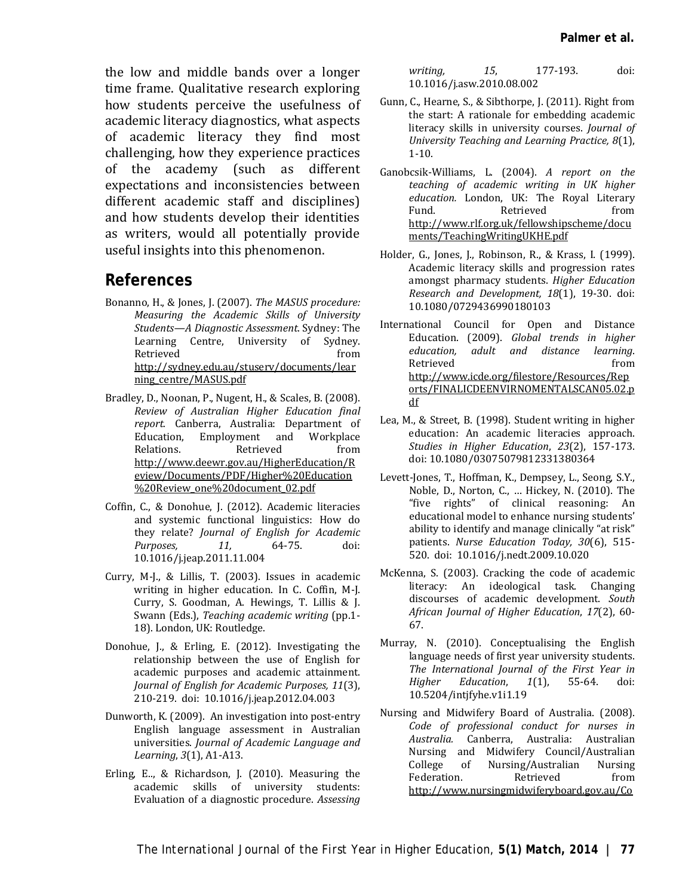the low and middle bands over a longer time frame. Qualitative research exploring how students perceive the usefulness of academic literacy diagnostics, what aspects of academic literacy they find most challenging, how they experience practices of the academy (such as different expectations and inconsistencies between different academic staff and disciplines) and how students develop their identities as writers, would all potentially provide useful insights into this phenomenon.

## References

Bonanno, H., & Jones, J. (2007). *The MASUS procedure: Measuring the Academic Skills of University Students—A Diagnostic Assessment*. Sydney: The Learning Centre, University of Sydney. Retrieved from http://sydney.edu.au/stuserv/documents/learning_centre/MASUS.pdf

Bradley, D., Noonan, P., Nugent, H., & Scales, B. (2008). *Review of Australian Higher Education final report.* Canberra, Australia: Department of Education, Employment and Workplace Relations. Retrieved from http://www.deewr.gov.au/HigherEducation/Review/Documents/PDF/Higher%20Education%20Review_one%20document_02.pdf

Coffin, C., & Donohue, J. (2012). Academic literacies and systemic functional linguistics: How do they relate? *Journal of English for Academic Purposes, 11,* 64-75. doi: 10.1016/j.jeap.2011.11.004

Curry, M-J., & Lillis, T. (2003). Issues in academic writing in higher education. In C. Coffin, M-J. Curry, S. Goodman, A. Hewings, T. Lillis & J. Swann (Eds.), *Teaching academic writing* (pp.1-18). London, UK: Routledge.

Donohue, J., & Erling, E. (2012). Investigating the relationship between the use of English for academic purposes and academic attainment. *Journal of English for Academic Purposes, 11*(3), 210-219. doi: 10.1016/j.jeap.2012.04.003

Dunworth, K. (2009). An investigation into post-entry English language assessment in Australian universities. *Journal of Academic Language and Learning*, *3*(1), A1-A13.

Erling, E.., & Richardson, J. (2010). Measuring the academic skills of university students: Evaluation of a diagnostic procedure. *Assessing writing, 15*, 177-193. doi: 10.1016/j.asw.2010.08.002

Gunn, C., Hearne, S., & Sibthorpe, J. (2011). Right from the start: A rationale for embedding academic literacy skills in university courses. *Journal of University Teaching and Learning Practice, 8*(1), 1-10.

Ganobcsik-Williams, L. (2004). *A report on the teaching of academic writing in UK higher education.* London, UK: The Royal Literary Fund. Retrieved from http://www.rlf.org.uk/fellowshipscheme/documents/TeachingWritingUKHE.pdf

Holder, G., Jones, J., Robinson, R., & Krass, I. (1999). Academic literacy skills and progression rates amongst pharmacy students. *Higher Education Research and Development, 18*(1), 19-30. doi: 10.1080/0729436990180103

International Council for Open and Distance Education. (2009). *Global trends in higher education, adult and distance learning*. Retrieved from http://www.icde.org/filestore/Resources/Reports/FINALICDEENVIRNOMENTALSCAN05.02.pdf

Lea, M., & Street, B. (1998). Student writing in higher education: An academic literacies approach. *Studies in Higher Education*, *23*(2), 157-173. doi: 10.1080/03075079812331380364

Levett-Jones, T., Hoffman, K., Dempsey, L., Seong, S.Y., Noble, D., Norton, C., … Hickey, N. (2010). The "five rights" of clinical reasoning: An educational model to enhance nursing students' ability to identify and manage clinically "at risk" patients. *Nurse Education Today, 30*(6), 515-520. doi: 10.1016/j.nedt.2009.10.020

McKenna, S. (2003). Cracking the code of academic literacy: An ideological task. Changing discourses of academic development. *South African Journal of Higher Education*, *17*(2), 60-67.

Murray, N. (2010). Conceptualising the English language needs of first year university students. *The International Journal of the First Year in Higher Education*, *1*(1), 55-64. doi: 10.5204/intjfyhe.v1i1.19

Nursing and Midwifery Board of Australia. (2008). *Code of professional conduct for nurses in Australia.* Canberra, Australia: Australian Nursing and Midwifery Council/Australian College of Nursing/Australian Nursing Federation. Retrieved from http://www.nursingmidwiferyboard.gov.au/Co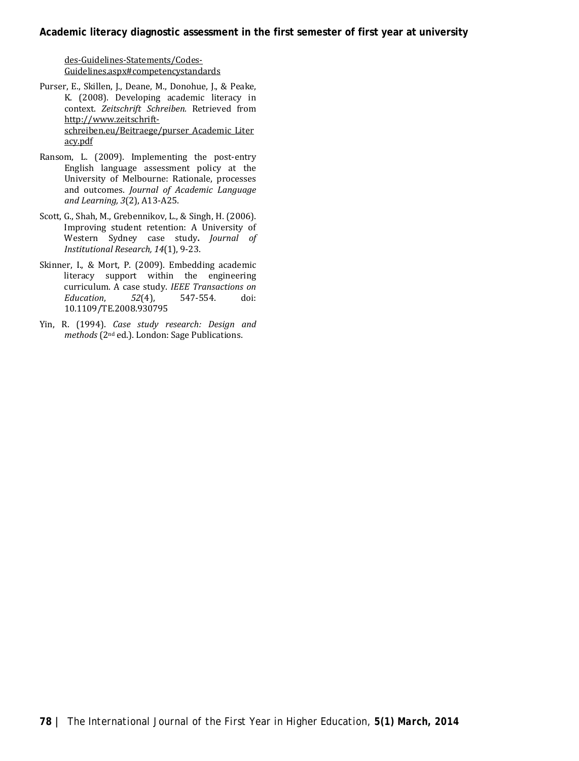des-Guidelines-Statements/Codes-Guidelines.aspx#competencystandards

Purser, E., Skillen, J., Deane, M., Donohue, J., & Peake, K. (2008). Developing academic literacy in context. *Zeitschrift Schreiben.* Retrieved from http://www.zeitschrift-schreiben.eu/Beitraege/purser_Academic_Literacy.pdf

Ransom, L. (2009). Implementing the post-entry English language assessment policy at the University of Melbourne: Rationale, processes and outcomes. *Journal of Academic Language and Learning, 3*(2), A13-A25.

Scott, G., Shah, M., Grebennikov, L., & Singh, H. (2006). Improving student retention: A University of Western Sydney case study**.** *Journal of Institutional Research, 14*(1), 9-23.

Skinner, I., & Mort, P. (2009). Embedding academic literacy support within the engineering curriculum. A case study. *IEEE Transactions on Education*, *52*(4), 547-554. doi: 10.1109/TE.2008.930795

Yin, R. (1994). *Case study research: Design and methods* (2nd ed.). London: Sage Publications.